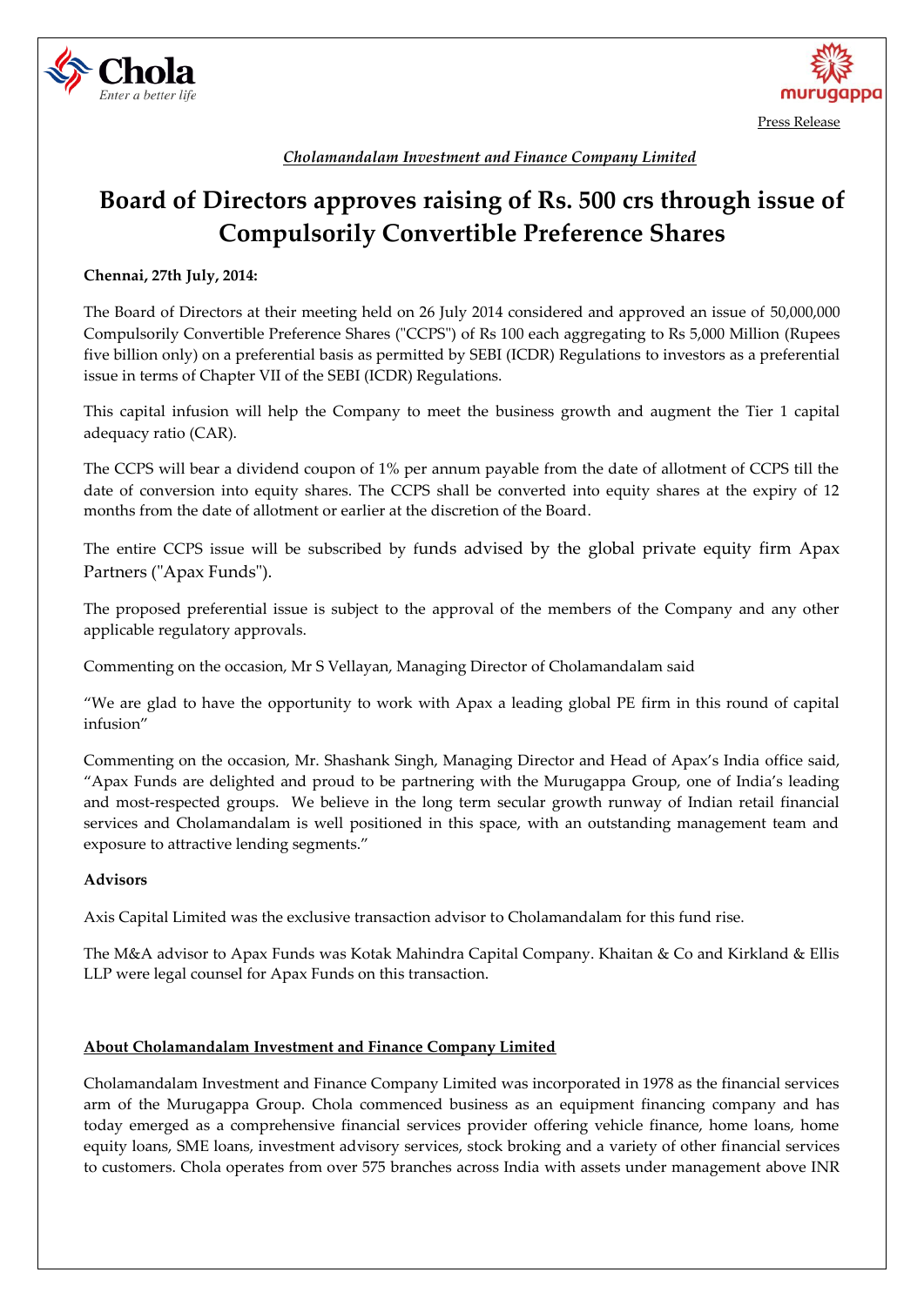Press Release

*Cholamandalam Investment and Finance Company Limited*

# Board of Directors approves raising of Rs. 500 crs through issue of Compulsorily Convertible Preference Shares

**Chennai, 27th July, 2014:**

The Board of Directors at their meeting held on 26 July 2014 considered and approved an issue of 50,000,000 Compulsorily Convertible Preference Shares ("CCPS") of Rs 100 each aggregating to Rs 5,000 Million (Rupees five billion only) on a preferential basis as permitted by SEBI (ICDR) Regulations to investors as a preferential issue in terms of Chapter VII of the SEBI (ICDR) Regulations.

This capital infusion will help the Company to meet the business growth and augment the Tier 1 capital adequacy ratio (CAR).

The CCPS will bear a dividend coupon of 1% per annum payable from the date of allotment of CCPS till the date of conversion into equity shares. The CCPS shall be converted into equity shares at the expiry of 12 months from the date of allotment or earlier at the discretion of the Board.

The entire CCPS issue will be subscribed by funds advised by the global private equity firm Apax Partners ("Apax Funds").

The proposed preferential issue is subject to the approval of the members of the Company and any other applicable regulatory approvals.

Commenting on the occasion, Mr S Vellayan, Managing Director of Cholamandalam said

"We are glad to have the opportunity to work with Apax a leading global PE firm in this round of capital infusion"

Commenting on the occasion, Mr. Shashank Singh, Managing Director and Head of Apax's India office said, "Apax Funds are delighted and proud to be partnering with the Murugappa Group, one of India's leading and most-respected groups. We believe in the long term secular growth runway of Indian retail financial services and Cholamandalam is well positioned in this space, with an outstanding management team and exposure to attractive lending segments."

**Advisors**

Axis Capital Limited was the exclusive transaction advisor to Cholamandalam for this fund rise.

The M&A advisor to Apax Funds was Kotak Mahindra Capital Company. Khaitan & Co and Kirkland & Ellis LLP were legal counsel for Apax Funds on this transaction.

**About Cholamandalam Investment and Finance Company Limited**

Cholamandalam Investment and Finance Company Limited was incorporated in 1978 as the financial services arm of the Murugappa Group. Chola commenced business as an equipment financing company and has today emerged as a comprehensive financial services provider offering vehicle finance, home loans, home equity loans, SME loans, investment advisory services, stock broking and a variety of other financial services to customers. Chola operates from over 575 branches across India with assets under management above INR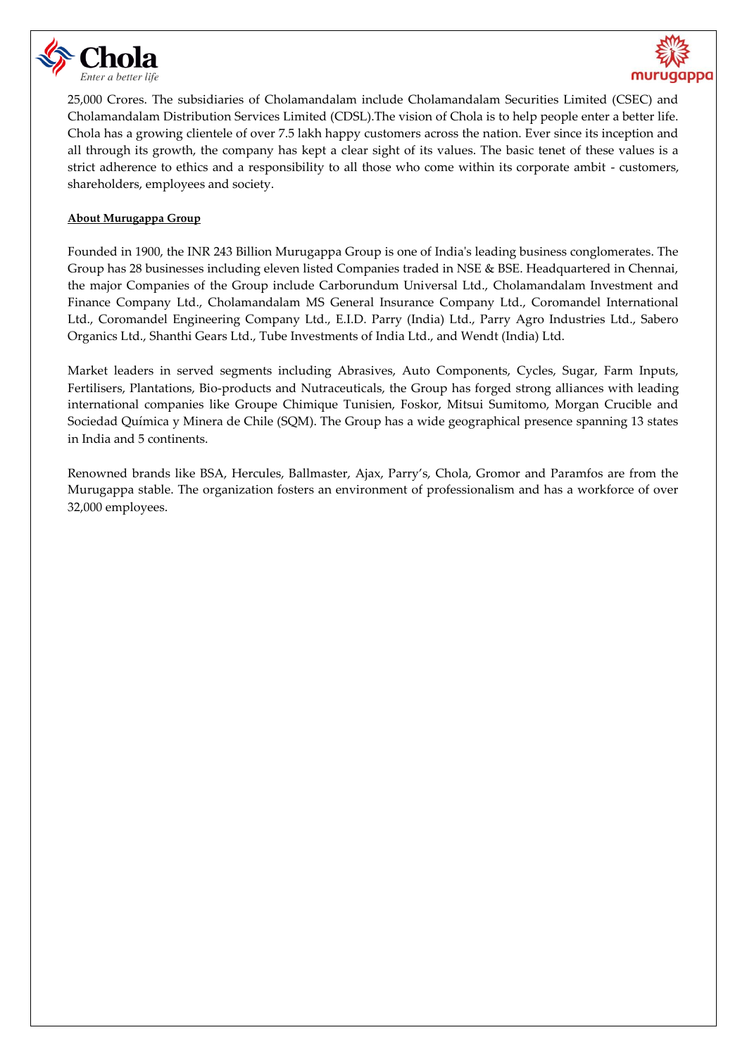25,000 Crores. The subsidiaries of Cholamandalam include Cholamandalam Securities Limited (CSEC) and Cholamandalam Distribution Services Limited (CDSL).The vision of Chola is to help people enter a better life. Chola has a growing clientele of over 7.5 lakh happy customers across the nation. Ever since its inception and all through its growth, the company has kept a clear sight of its values. The basic tenet of these values is a strict adherence to ethics and a responsibility to all those who come within its corporate ambit - customers, shareholders, employees and society.

**About Murugappa Group**

Founded in 1900, the INR 243 Billion Murugappa Group is one of India's leading business conglomerates. The Group has 28 businesses including eleven listed Companies traded in NSE & BSE. Headquartered in Chennai, the major Companies of the Group include Carborundum Universal Ltd., Cholamandalam Investment and Finance Company Ltd., Cholamandalam MS General Insurance Company Ltd., Coromandel International Ltd., Coromandel Engineering Company Ltd., E.I.D. Parry (India) Ltd., Parry Agro Industries Ltd., Sabero Organics Ltd., Shanthi Gears Ltd., Tube Investments of India Ltd., and Wendt (India) Ltd.

Market leaders in served segments including Abrasives, Auto Components, Cycles, Sugar, Farm Inputs, Fertilisers, Plantations, Bio-products and Nutraceuticals, the Group has forged strong alliances with leading international companies like Groupe Chimique Tunisien, Foskor, Mitsui Sumitomo, Morgan Crucible and Sociedad Química y Minera de Chile (SQM). The Group has a wide geographical presence spanning 13 states in India and 5 continents.

Renowned brands like BSA, Hercules, Ballmaster, Ajax, Parry's, Chola, Gromor and Paramfos are from the Murugappa stable. The organization fosters an environment of professionalism and has a workforce of over 32,000 employees.